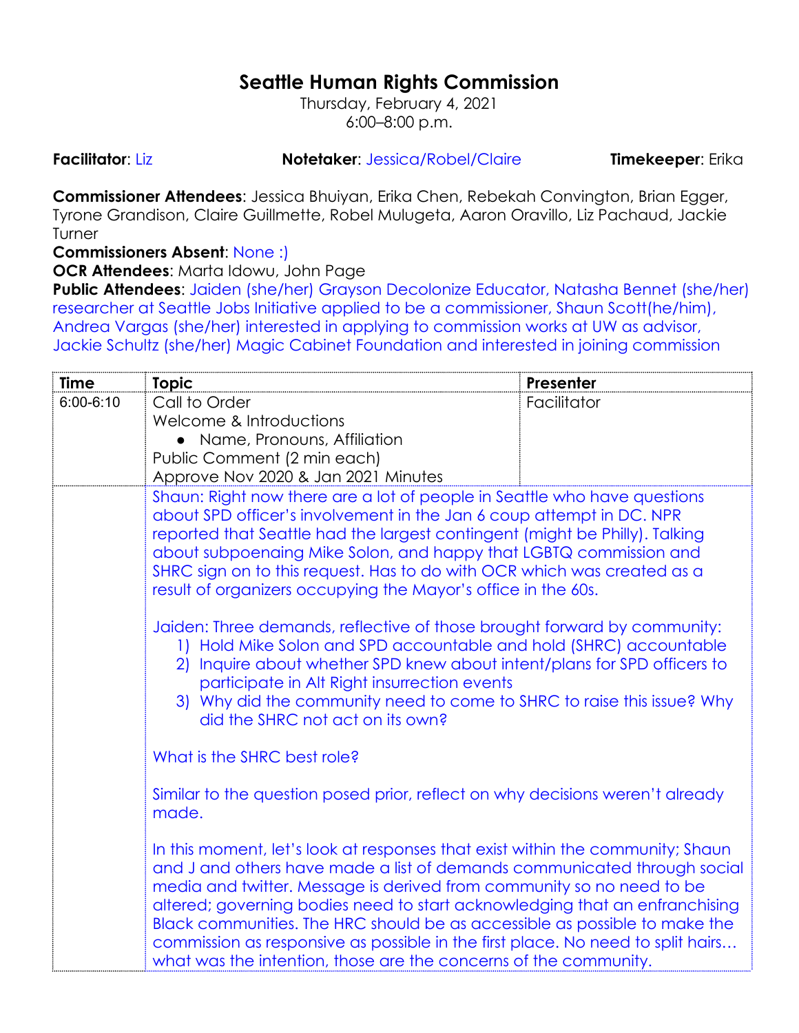# Seattle Human Rights Commission

Thursday, February 4, 2021
6:00–8:00 p.m.

**Facilitator**: Liz **Notetaker**: Jessica/Robel/Claire **Timekeeper**: Erika

**Commissioner Attendees**: Jessica Bhuiyan, Erika Chen, Rebekah Convington, Brian Egger, Tyrone Grandison, Claire Guillmette, Robel Mulugeta, Aaron Oravillo, Liz Pachaud, Jackie Turner
**Commissioners Absent**: None :)
**OCR Attendees**: Marta Idowu, John Page
**Public Attendees**: Jaiden (she/her) Grayson Decolonize Educator, Natasha Bennet (she/her) researcher at Seattle Jobs Initiative applied to be a commissioner, Shaun Scott(he/him), Andrea Vargas (she/her) interested in applying to commission works at UW as advisor, Jackie Schultz (she/her) Magic Cabinet Foundation and interested in joining commission

| Time | Topic | Presenter |
|---|---|---|
| 6:00-6:10 | Call to Order<br>Welcome & Introductions<br>• Name, Pronouns, Affiliation<br>Public Comment (2 min each)<br>Approve Nov 2020 & Jan 2021 Minutes | Facilitator |

Shaun: Right now there are a lot of people in Seattle who have questions about SPD officer's involvement in the Jan 6 coup attempt in DC. NPR reported that Seattle had the largest contingent (might be Philly). Talking about subpoenaing Mike Solon, and happy that LGBTQ commission and SHRC sign on to this request. Has to do with OCR which was created as a result of organizers occupying the Mayor's office in the 60s.

Jaiden: Three demands, reflective of those brought forward by community:

1) Hold Mike Solon and SPD accountable and hold (SHRC) accountable
2) Inquire about whether SPD knew about intent/plans for SPD officers to participate in Alt Right insurrection events
3) Why did the community need to come to SHRC to raise this issue? Why did the SHRC not act on its own?

What is the SHRC best role?

Similar to the question posed prior, reflect on why decisions weren't already made.

In this moment, let's look at responses that exist within the community; Shaun and J and others have made a list of demands communicated through social media and twitter. Message is derived from community so no need to be altered; governing bodies need to start acknowledging that an enfranchising Black communities. The HRC should be as accessible as possible to make the commission as responsive as possible in the first place. No need to split hairs… what was the intention, those are the concerns of the community.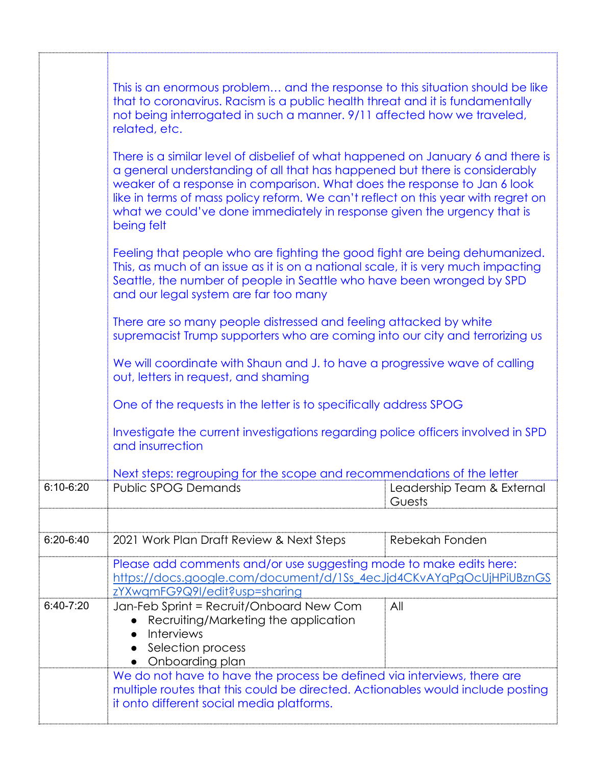| | | |
|---|---|---|
| | This is an enormous problem… and the response to this situation should be like that to coronavirus. Racism is a public health threat and it is fundamentally not being interrogated in such a manner. 9/11 affected how we traveled, related, etc.<br><br>There is a similar level of disbelief of what happened on January 6 and there is a general understanding of all that has happened but there is considerably weaker of a response in comparison. What does the response to Jan 6 look like in terms of mass policy reform. We can't reflect on this year with regret on what we could've done immediately in response given the urgency that is being felt<br><br>Feeling that people who are fighting the good fight are being dehumanized. This, as much of an issue as it is on a national scale, it is very much impacting Seattle, the number of people in Seattle who have been wronged by SPD and our legal system are far too many<br><br>There are so many people distressed and feeling attacked by white supremacist Trump supporters who are coming into our city and terrorizing us<br><br>We will coordinate with Shaun and J. to have a progressive wave of calling out, letters in request, and shaming<br><br>One of the requests in the letter is to specifically address SPOG<br><br>Investigate the current investigations regarding police officers involved in SPD and insurrection<br><br>Next steps: regrouping for the scope and recommendations of the letter | |
| 6:10-6:20 | Public SPOG Demands | Leadership Team & External Guests |
| | | |
| 6:20-6:40 | 2021 Work Plan Draft Review & Next Steps | Rebekah Fonden |
| | Please add comments and/or use suggesting mode to make edits here: https://docs.google.com/document/d/1Ss_4ecJjd4CKvAYqPgOcUjHPiUBznGSzYXwqmFG9Q9I/edit?usp=sharing | |
| 6:40-7:20 | Jan-Feb Sprint = Recruit/Onboard New Com<br>• Recruiting/Marketing the application<br>• Interviews<br>• Selection process<br>• Onboarding plan | All |
| | We do not have to have the process be defined via interviews, there are multiple routes that this could be directed. Actionables would include posting it onto different social media platforms. | |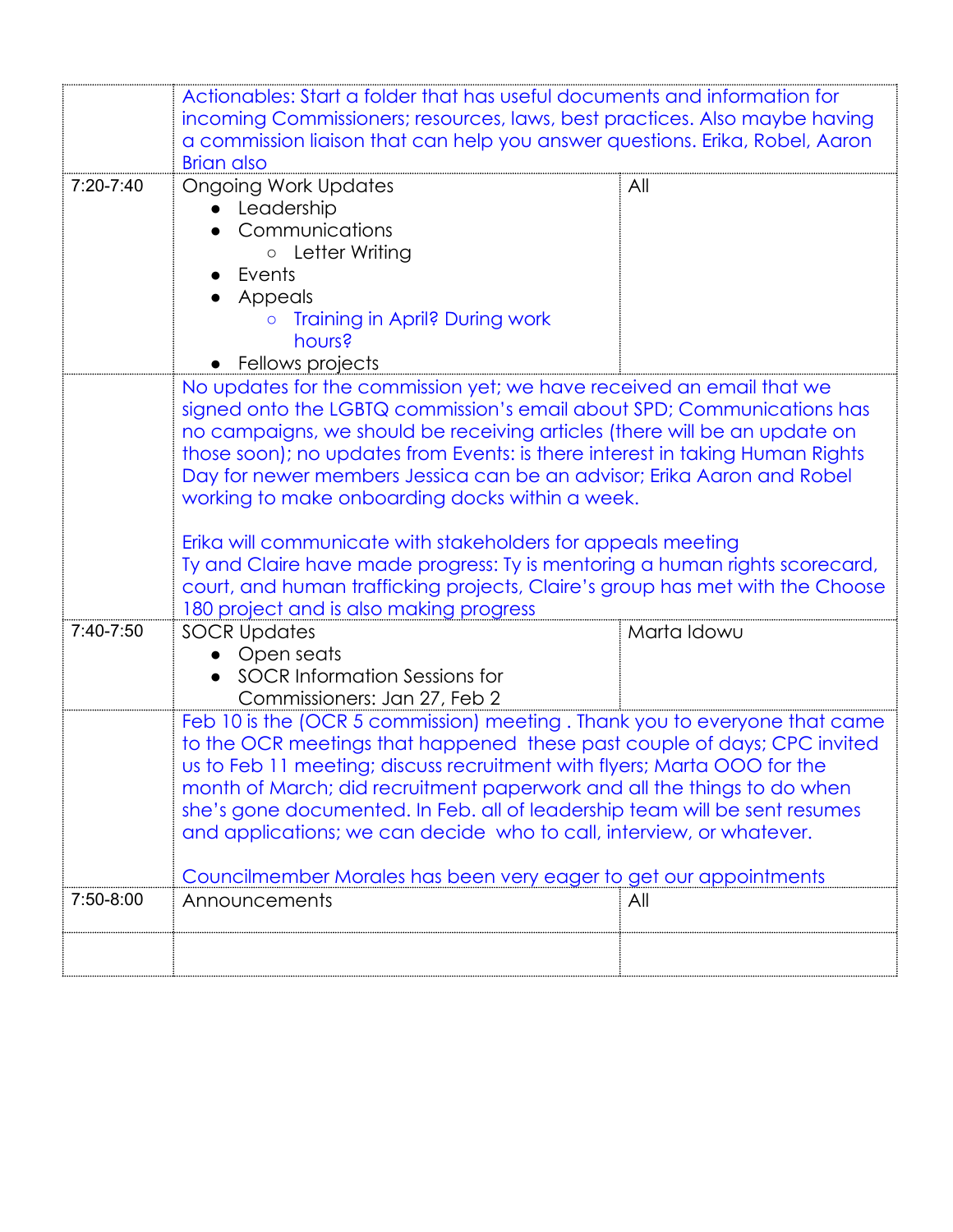| | | |
|---|---|---|
| | Actionables: Start a folder that has useful documents and information for incoming Commissioners; resources, laws, best practices. Also maybe having a commission liaison that can help you answer questions. Erika, Robel, Aaron Brian also | |
| 7:20-7:40 | Ongoing Work Updates<br>• Leadership<br>• Communications<br>  ○ Letter Writing<br>• Events<br>• Appeals<br>  ○ Training in April? During work hours?<br>• Fellows projects | All |
| | No updates for the commission yet; we have received an email that we signed onto the LGBTQ commission's email about SPD; Communications has no campaigns, we should be receiving articles (there will be an update on those soon); no updates from Events: is there interest in taking Human Rights Day for newer members Jessica can be an advisor; Erika Aaron and Robel working to make onboarding docks within a week.<br><br>Erika will communicate with stakeholders for appeals meeting<br>Ty and Claire have made progress: Ty is mentoring a human rights scorecard, court, and human trafficking projects, Claire's group has met with the Choose 180 project and is also making progress | |
| 7:40-7:50 | SOCR Updates<br>• Open seats<br>• SOCR Information Sessions for Commissioners: Jan 27, Feb 2 | Marta Idowu |
| | Feb 10 is the (OCR 5 commission) meeting . Thank you to everyone that came to the OCR meetings that happened these past couple of days; CPC invited us to Feb 11 meeting; discuss recruitment with flyers; Marta OOO for the month of March; did recruitment paperwork and all the things to do when she's gone documented. In Feb. all of leadership team will be sent resumes and applications; we can decide who to call, interview, or whatever.<br><br>Councilmember Morales has been very eager to get our appointments | |
| 7:50-8:00 | Announcements | All |
| | | |